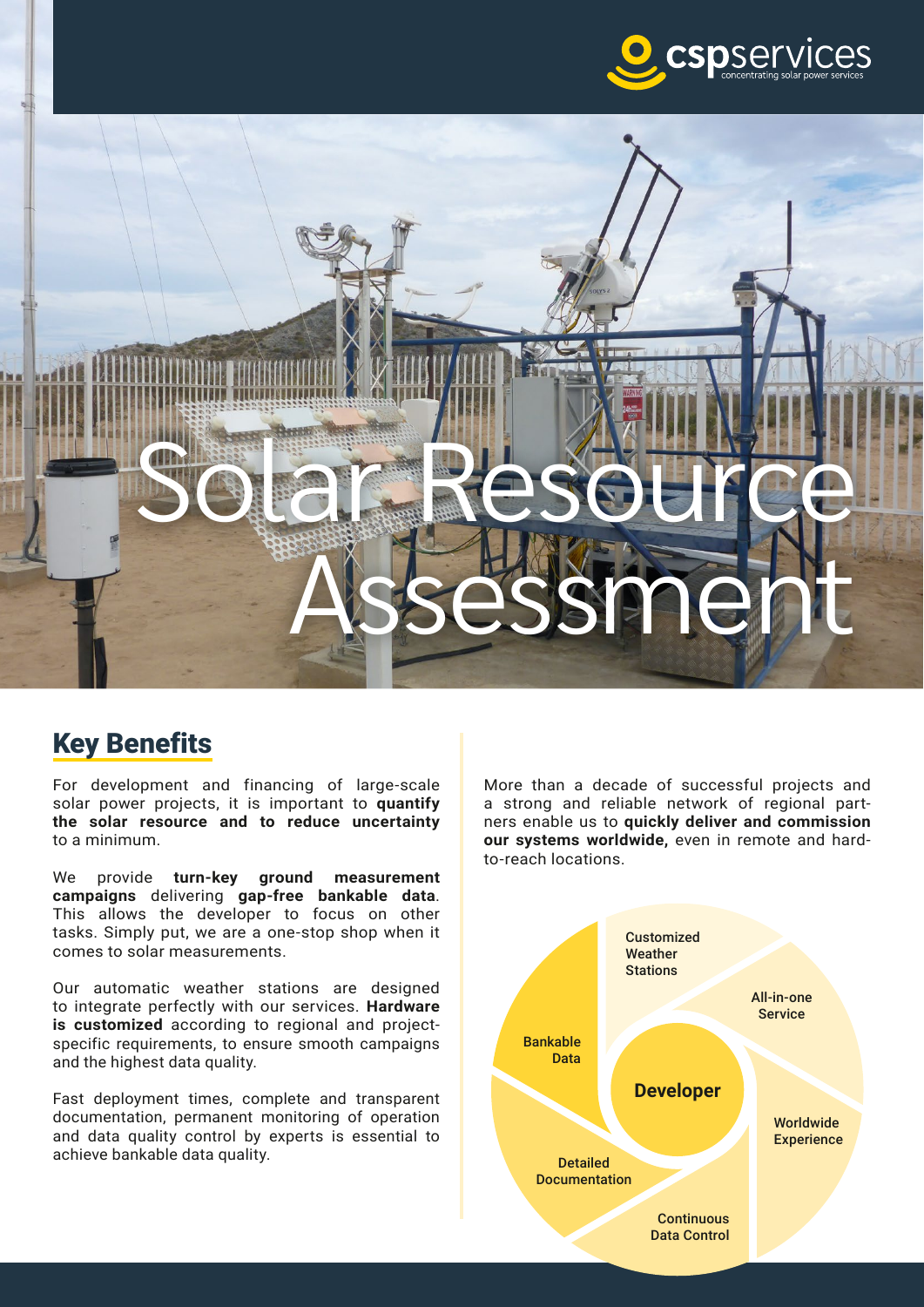cspservices
concentrating solar power services

# Solar Resource Assessment

## Key Benefits

For development and financing of large-scale solar power projects, it is important to **quantify the solar resource and to reduce uncertainty** to a minimum.

We provide **turn-key ground measurement campaigns** delivering **gap-free bankable data**. This allows the developer to focus on other tasks. Simply put, we are a one-stop shop when it comes to solar measurements.

Our automatic weather stations are designed to integrate perfectly with our services. **Hardware is customized** according to regional and project-specific requirements, to ensure smooth campaigns and the highest data quality.

Fast deployment times, complete and transparent documentation, permanent monitoring of operation and data quality control by experts is essential to achieve bankable data quality.

More than a decade of successful projects and a strong and reliable network of regional partners enable us to **quickly deliver and commission our systems worldwide,** even in remote and hard-to-reach locations.

**Developer**

- Customized Weather Stations
- All-in-one Service
- Worldwide Experience
- Continuous Data Control
- Detailed Documentation
- Bankable Data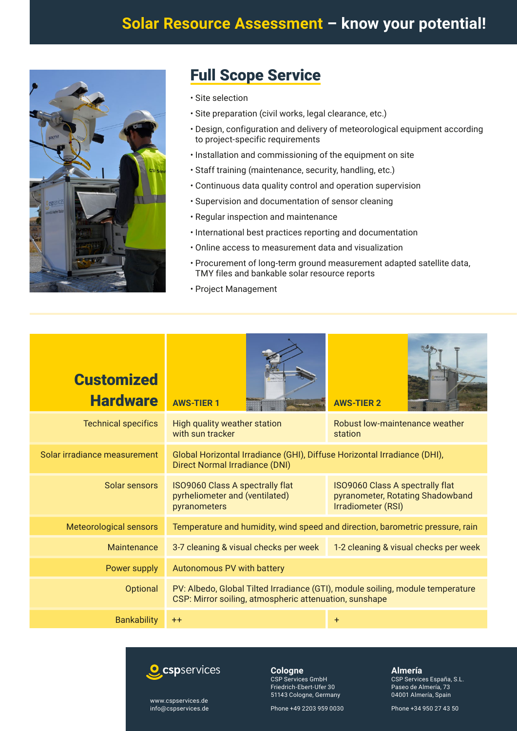# Solar Resource Assessment – know your potential!

## Full Scope Service

- Site selection
- Site preparation (civil works, legal clearance, etc.)
- Design, configuration and delivery of meteorological equipment according to project-specific requirements
- Installation and commissioning of the equipment on site
- Staff training (maintenance, security, handling, etc.)
- Continuous data quality control and operation supervision
- Supervision and documentation of sensor cleaning
- Regular inspection and maintenance
- International best practices reporting and documentation
- Online access to measurement data and visualization
- Procurement of long-term ground measurement adapted satellite data, TMY files and bankable solar resource reports
- Project Management

## Customized Hardware

| Customized Hardware | AWS-TIER 1 | AWS-TIER 2 |
| --- | --- | --- |
| Technical specifics | High quality weather station with sun tracker | Robust low-maintenance weather station |
| Solar irradiance measurement | Global Horizontal Irradiance (GHI), Diffuse Horizontal Irradiance (DHI), Direct Normal Irradiance (DNI) | |
| Solar sensors | ISO9060 Class A spectrally flat pyrheliometer and (ventilated) pyranometers | ISO9060 Class A spectrally flat pyranometer, Rotating Shadowband Irradiometer (RSI) |
| Meteorological sensors | Temperature and humidity, wind speed and direction, barometric pressure, rain | |
| Maintenance | 3-7 cleaning & visual checks per week | 1-2 cleaning & visual checks per week |
| Power supply | Autonomous PV with battery | |
| Optional | PV: Albedo, Global Tilted Irradiance (GTI), module soiling, module temperature<br>CSP: Mirror soiling, atmospheric attenuation, sunshape | |
| Bankability | ++ | + |

cspservices

www.cspservices.de
info@cspservices.de

**Cologne**
CSP Services GmbH
Friedrich-Ebert-Ufer 30
51143 Cologne, Germany

Phone +49 2203 959 0030

**Almería**
CSP Services España, S.L.
Paseo de Almería, 73
04001 Almería, Spain

Phone +34 950 27 43 50